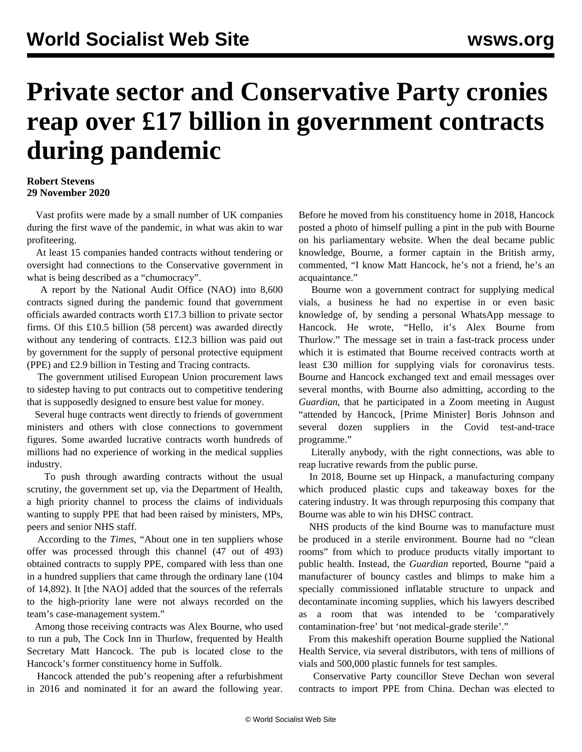# Private sector and Conservative Party cronies reap over £17 billion in government contracts during pandemic

**Robert Stevens**
**29 November 2020**

Vast profits were made by a small number of UK companies during the first wave of the pandemic, in what was akin to war profiteering.

At least 15 companies handed contracts without tendering or oversight had connections to the Conservative government in what is being described as a "chumocracy".

A report by the National Audit Office (NAO) into 8,600 contracts signed during the pandemic found that government officials awarded contracts worth £17.3 billion to private sector firms. Of this £10.5 billion (58 percent) was awarded directly without any tendering of contracts. £12.3 billion was paid out by government for the supply of personal protective equipment (PPE) and £2.9 billion in Testing and Tracing contracts.

The government utilised European Union procurement laws to sidestep having to put contracts out to competitive tendering that is supposedly designed to ensure best value for money.

Several huge contracts went directly to friends of government ministers and others with close connections to government figures. Some awarded lucrative contracts worth hundreds of millions had no experience of working in the medical supplies industry.

To push through awarding contracts without the usual scrutiny, the government set up, via the Department of Health, a high priority channel to process the claims of individuals wanting to supply PPE that had been raised by ministers, MPs, peers and senior NHS staff.

According to the *Times*, "About one in ten suppliers whose offer was processed through this channel (47 out of 493) obtained contracts to supply PPE, compared with less than one in a hundred suppliers that came through the ordinary lane (104 of 14,892). It [the NAO] added that the sources of the referrals to the high-priority lane were not always recorded on the team's case-management system."

Among those receiving contracts was Alex Bourne, who used to run a pub, The Cock Inn in Thurlow, frequented by Health Secretary Matt Hancock. The pub is located close to the Hancock's former constituency home in Suffolk.

Hancock attended the pub's reopening after a refurbishment in 2016 and nominated it for an award the following year. Before he moved from his constituency home in 2018, Hancock posted a photo of himself pulling a pint in the pub with Bourne on his parliamentary website. When the deal became public knowledge, Bourne, a former captain in the British army, commented, "I know Matt Hancock, he's not a friend, he's an acquaintance."

Bourne won a government contract for supplying medical vials, a business he had no expertise in or even basic knowledge of, by sending a personal WhatsApp message to Hancock. He wrote, "Hello, it's Alex Bourne from Thurlow." The message set in train a fast-track process under which it is estimated that Bourne received contracts worth at least £30 million for supplying vials for coronavirus tests. Bourne and Hancock exchanged text and email messages over several months, with Bourne also admitting, according to the *Guardian*, that he participated in a Zoom meeting in August "attended by Hancock, [Prime Minister] Boris Johnson and several dozen suppliers in the Covid test-and-trace programme."

Literally anybody, with the right connections, was able to reap lucrative rewards from the public purse.

In 2018, Bourne set up Hinpack, a manufacturing company which produced plastic cups and takeaway boxes for the catering industry. It was through repurposing this company that Bourne was able to win his DHSC contract.

NHS products of the kind Bourne was to manufacture must be produced in a sterile environment. Bourne had no "clean rooms" from which to produce products vitally important to public health. Instead, the *Guardian* reported, Bourne "paid a manufacturer of bouncy castles and blimps to make him a specially commissioned inflatable structure to unpack and decontaminate incoming supplies, which his lawyers described as a room that was intended to be 'comparatively contamination-free' but 'not medical-grade sterile'."

From this makeshift operation Bourne supplied the National Health Service, via several distributors, with tens of millions of vials and 500,000 plastic funnels for test samples.

Conservative Party councillor Steve Dechan won several contracts to import PPE from China. Dechan was elected to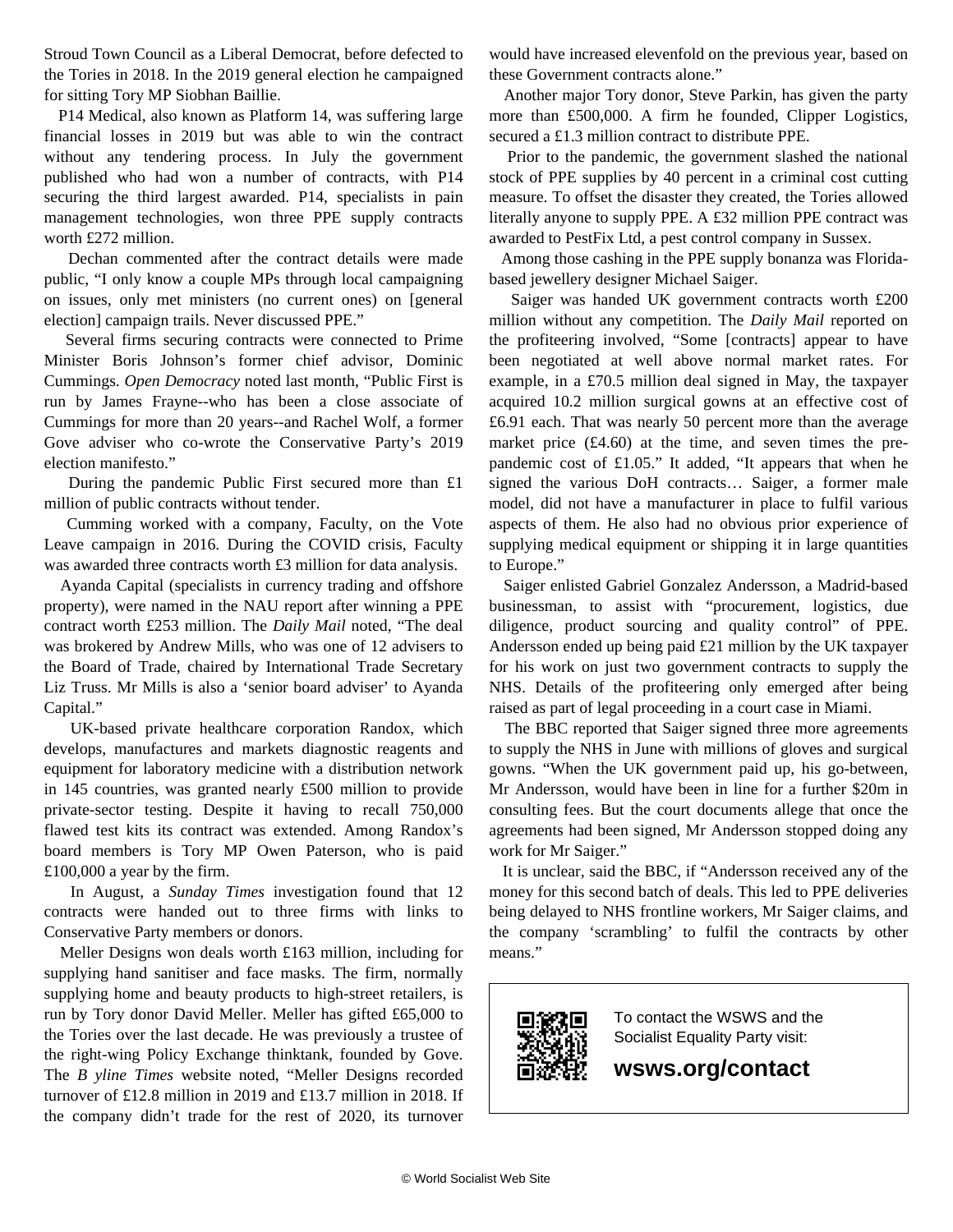Stroud Town Council as a Liberal Democrat, before defected to the Tories in 2018. In the 2019 general election he campaigned for sitting Tory MP Siobhan Baillie.

P14 Medical, also known as Platform 14, was suffering large financial losses in 2019 but was able to win the contract without any tendering process. In July the government published who had won a number of contracts, with P14 securing the third largest awarded. P14, specialists in pain management technologies, won three PPE supply contracts worth £272 million.

Dechan commented after the contract details were made public, "I only know a couple MPs through local campaigning on issues, only met ministers (no current ones) on [general election] campaign trails. Never discussed PPE."

Several firms securing contracts were connected to Prime Minister Boris Johnson's former chief advisor, Dominic Cummings. *Open Democracy* noted last month, "Public First is run by James Frayne--who has been a close associate of Cummings for more than 20 years--and Rachel Wolf, a former Gove adviser who co-wrote the Conservative Party's 2019 election manifesto."

During the pandemic Public First secured more than £1 million of public contracts without tender.

Cumming worked with a company, Faculty, on the Vote Leave campaign in 2016. During the COVID crisis, Faculty was awarded three contracts worth £3 million for data analysis.

Ayanda Capital (specialists in currency trading and offshore property), were named in the NAU report after winning a PPE contract worth £253 million. The *Daily Mail* noted, "The deal was brokered by Andrew Mills, who was one of 12 advisers to the Board of Trade, chaired by International Trade Secretary Liz Truss. Mr Mills is also a 'senior board adviser' to Ayanda Capital."

UK-based private healthcare corporation Randox, which develops, manufactures and markets diagnostic reagents and equipment for laboratory medicine with a distribution network in 145 countries, was granted nearly £500 million to provide private-sector testing. Despite it having to recall 750,000 flawed test kits its contract was extended. Among Randox's board members is Tory MP Owen Paterson, who is paid £100,000 a year by the firm.

In August, a *Sunday Times* investigation found that 12 contracts were handed out to three firms with links to Conservative Party members or donors.

Meller Designs won deals worth £163 million, including for supplying hand sanitiser and face masks. The firm, normally supplying home and beauty products to high-street retailers, is run by Tory donor David Meller. Meller has gifted £65,000 to the Tories over the last decade. He was previously a trustee of the right-wing Policy Exchange thinktank, founded by Gove. The *B yline Times* website noted, "Meller Designs recorded turnover of £12.8 million in 2019 and £13.7 million in 2018. If the company didn't trade for the rest of 2020, its turnover would have increased elevenfold on the previous year, based on these Government contracts alone."

Another major Tory donor, Steve Parkin, has given the party more than £500,000. A firm he founded, Clipper Logistics, secured a £1.3 million contract to distribute PPE.

Prior to the pandemic, the government slashed the national stock of PPE supplies by 40 percent in a criminal cost cutting measure. To offset the disaster they created, the Tories allowed literally anyone to supply PPE. A £32 million PPE contract was awarded to PestFix Ltd, a pest control company in Sussex.

Among those cashing in the PPE supply bonanza was Florida-based jewellery designer Michael Saiger.

Saiger was handed UK government contracts worth £200 million without any competition. The *Daily Mail* reported on the profiteering involved, "Some [contracts] appear to have been negotiated at well above normal market rates. For example, in a £70.5 million deal signed in May, the taxpayer acquired 10.2 million surgical gowns at an effective cost of £6.91 each. That was nearly 50 percent more than the average market price (£4.60) at the time, and seven times the pre-pandemic cost of £1.05." It added, "It appears that when he signed the various DoH contracts… Saiger, a former male model, did not have a manufacturer in place to fulfil various aspects of them. He also had no obvious prior experience of supplying medical equipment or shipping it in large quantities to Europe."

Saiger enlisted Gabriel Gonzalez Andersson, a Madrid-based businessman, to assist with "procurement, logistics, due diligence, product sourcing and quality control" of PPE. Andersson ended up being paid £21 million by the UK taxpayer for his work on just two government contracts to supply the NHS. Details of the profiteering only emerged after being raised as part of legal proceeding in a court case in Miami.

The BBC reported that Saiger signed three more agreements to supply the NHS in June with millions of gloves and surgical gowns. "When the UK government paid up, his go-between, Mr Andersson, would have been in line for a further $20m in consulting fees. But the court documents allege that once the agreements had been signed, Mr Andersson stopped doing any work for Mr Saiger."

It is unclear, said the BBC, if "Andersson received any of the money for this second batch of deals. This led to PPE deliveries being delayed to NHS frontline workers, Mr Saiger claims, and the company 'scrambling' to fulfil the contracts by other means."

To contact the WSWS and the Socialist Equality Party visit:

**wsws.org/contact**